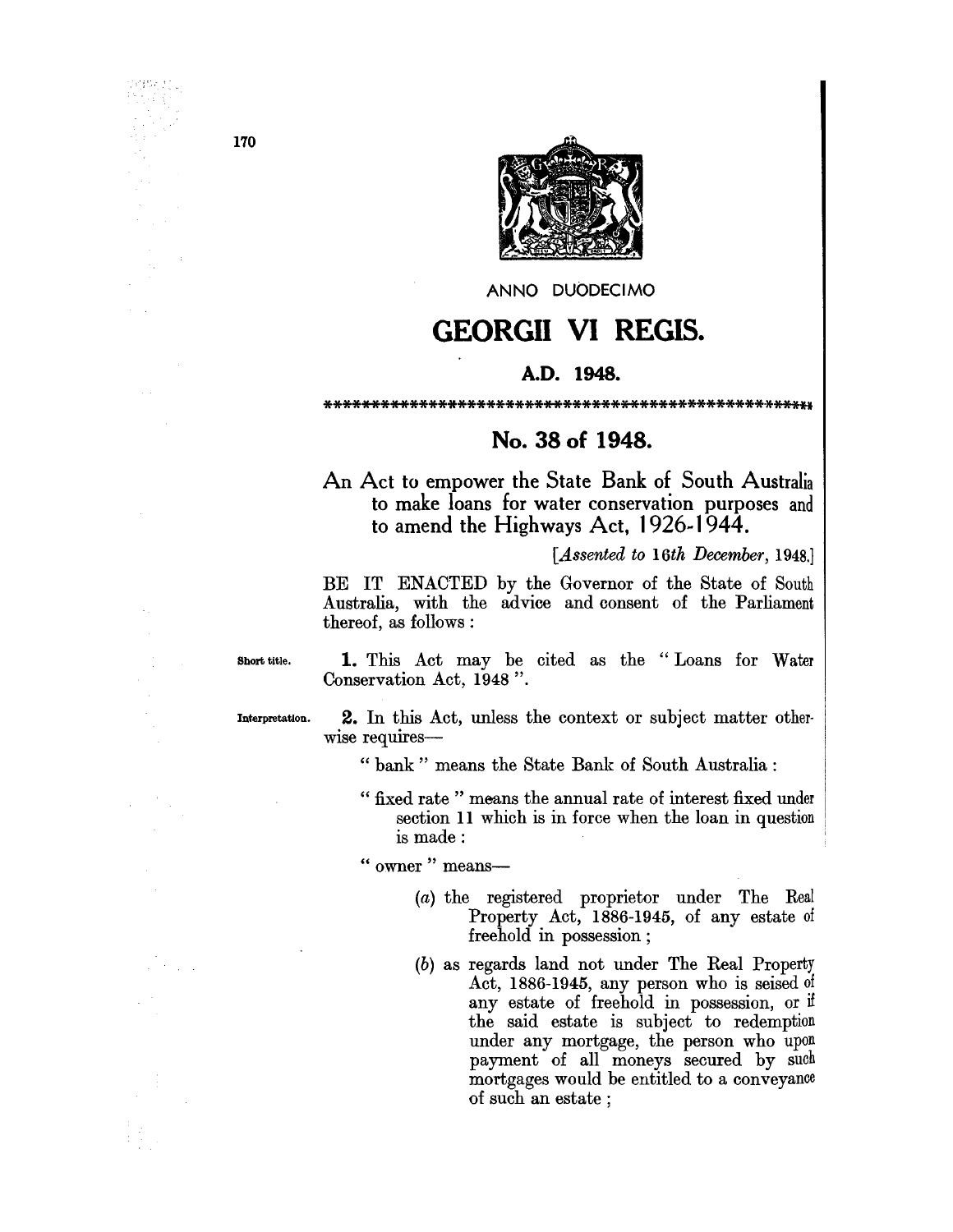ANNO DUODECIMO

# GEORGII VI REGIS.

## A.D. 1948.

\*\*\*\*\*\*\*\*\*\*\*\*\*\*\*\*\*\*\*\*\*\*\*\*\*\*\*\*\*\*\*\*\*\*\*\*\*\*\*\*\*\*\*\*\*\*\*\*\*\*\*\*\*

## No. 38 of 1948.

An Act to empower the State Bank of South Australia to make loans for water conservation purposes and to amend the Highways Act, 1926-1944.

[*Assented to* 16*th December*, 1948.]

BE IT ENACTED by the Governor of the State of South Australia, with the advice and consent of the Parliament thereof, as follows :

Short title.

**1.** This Act may be cited as the " Loans for Water Conservation Act, 1948 ".

Interpretation.

**2.** In this Act, unless the context or subject matter otherwise requires—

" bank " means the State Bank of South Australia :

" fixed rate " means the annual rate of interest fixed under section 11 which is in force when the loan in question is made :

" owner " means—

(*a*) the registered proprietor under The Real Property Act, 1886-1945, of any estate of freehold in possession ;

(*b*) as regards land not under The Real Property Act, 1886-1945, any person who is seised of any estate of freehold in possession, or if the said estate is subject to redemption under any mortgage, the person who upon payment of all moneys secured by such mortgages would be entitled to a conveyance of such an estate ;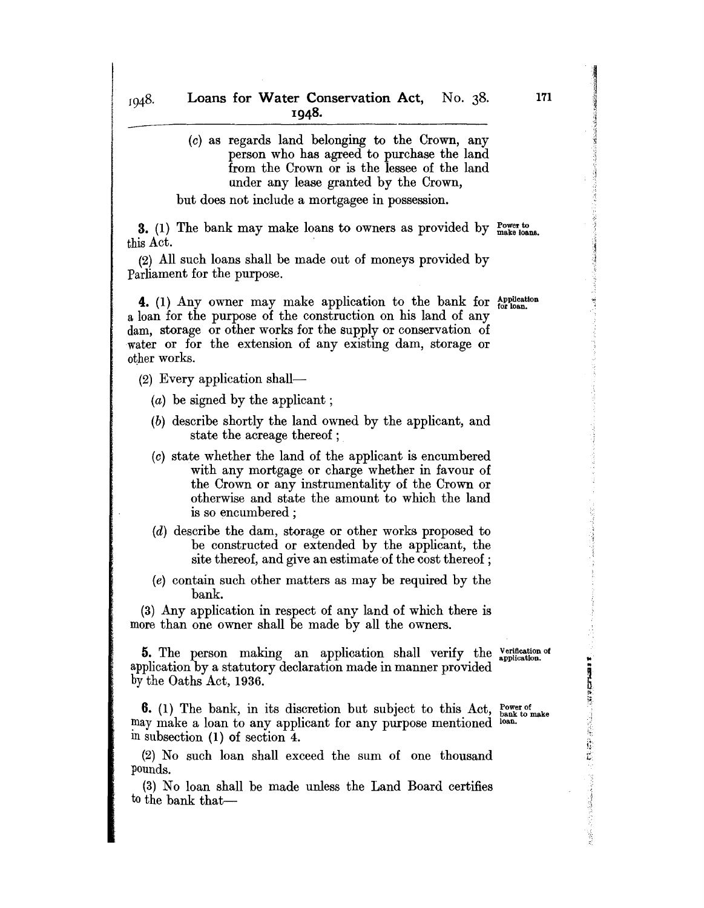(*c*) as regards land belonging to the Crown, any person who has agreed to purchase the land from the Crown or is the lessee of the land under any lease granted by the Crown,

but does not include a mortgagee in possession.

**3.** (1) The bank may make loans to owners as provided by this Act. *Power to make loans.*

(2) All such loans shall be made out of moneys provided by Parliament for the purpose.

**4.** (1) Any owner may make application to the bank for a loan for the purpose of the construction on his land of any dam, storage or other works for the supply or conservation of water or for the extension of any existing dam, storage or other works. *Application for loan.*

(2) Every application shall—

(*a*) be signed by the applicant;

(*b*) describe shortly the land owned by the applicant, and state the acreage thereof;

(*c*) state whether the land of the applicant is encumbered with any mortgage or charge whether in favour of the Crown or any instrumentality of the Crown or otherwise and state the amount to which the land is so encumbered;

(*d*) describe the dam, storage or other works proposed to be constructed or extended by the applicant, the site thereof, and give an estimate of the cost thereof;

(*e*) contain such other matters as may be required by the bank.

(3) Any application in respect of any land of which there is more than one owner shall be made by all the owners.

**5.** The person making an application shall verify the application by a statutory declaration made in manner provided by the Oaths Act, 1936. *Verification of application.*

**6.** (1) The bank, in its discretion but subject to this Act, may make a loan to any applicant for any purpose mentioned in subsection (1) of section 4. *Power of bank to make loan.*

(2) No such loan shall exceed the sum of one thousand pounds.

(3) No loan shall be made unless the Land Board certifies to the bank that—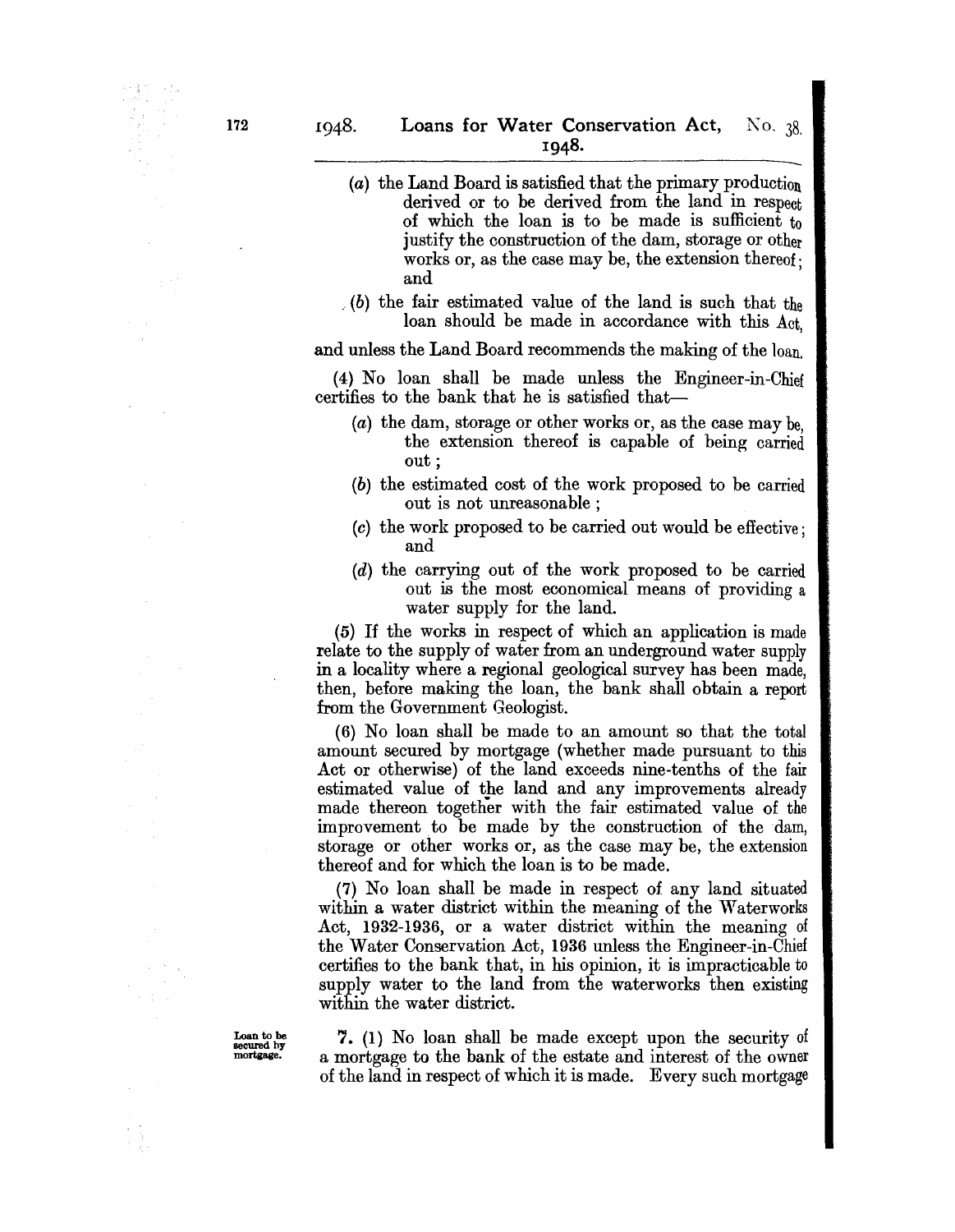(a) the Land Board is satisfied that the primary production derived or to be derived from the land in respect of which the loan is to be made is sufficient to justify the construction of the dam, storage or other works or, as the case may be, the extension thereof; and

(b) the fair estimated value of the land is such that the loan should be made in accordance with this Act,

and unless the Land Board recommends the making of the loan.

(4) No loan shall be made unless the Engineer-in-Chief certifies to the bank that he is satisfied that—

(a) the dam, storage or other works or, as the case may be, the extension thereof is capable of being carried out;

(b) the estimated cost of the work proposed to be carried out is not unreasonable;

(c) the work proposed to be carried out would be effective; and

(d) the carrying out of the work proposed to be carried out is the most economical means of providing a water supply for the land.

(5) If the works in respect of which an application is made relate to the supply of water from an underground water supply in a locality where a regional geological survey has been made, then, before making the loan, the bank shall obtain a report from the Government Geologist.

(6) No loan shall be made to an amount so that the total amount secured by mortgage (whether made pursuant to this Act or otherwise) of the land exceeds nine-tenths of the fair estimated value of the land and any improvements already made thereon together with the fair estimated value of the improvement to be made by the construction of the dam, storage or other works or, as the case may be, the extension thereof and for which the loan is to be made.

(7) No loan shall be made in respect of any land situated within a water district within the meaning of the Waterworks Act, 1932-1936, or a water district within the meaning of the Water Conservation Act, 1936 unless the Engineer-in-Chief certifies to the bank that, in his opinion, it is impracticable to supply water to the land from the waterworks then existing within the water district.

**Loan to be secured by mortgage.**

7. (1) No loan shall be made except upon the security of a mortgage to the bank of the estate and interest of the owner of the land in respect of which it is made. Every such mortgage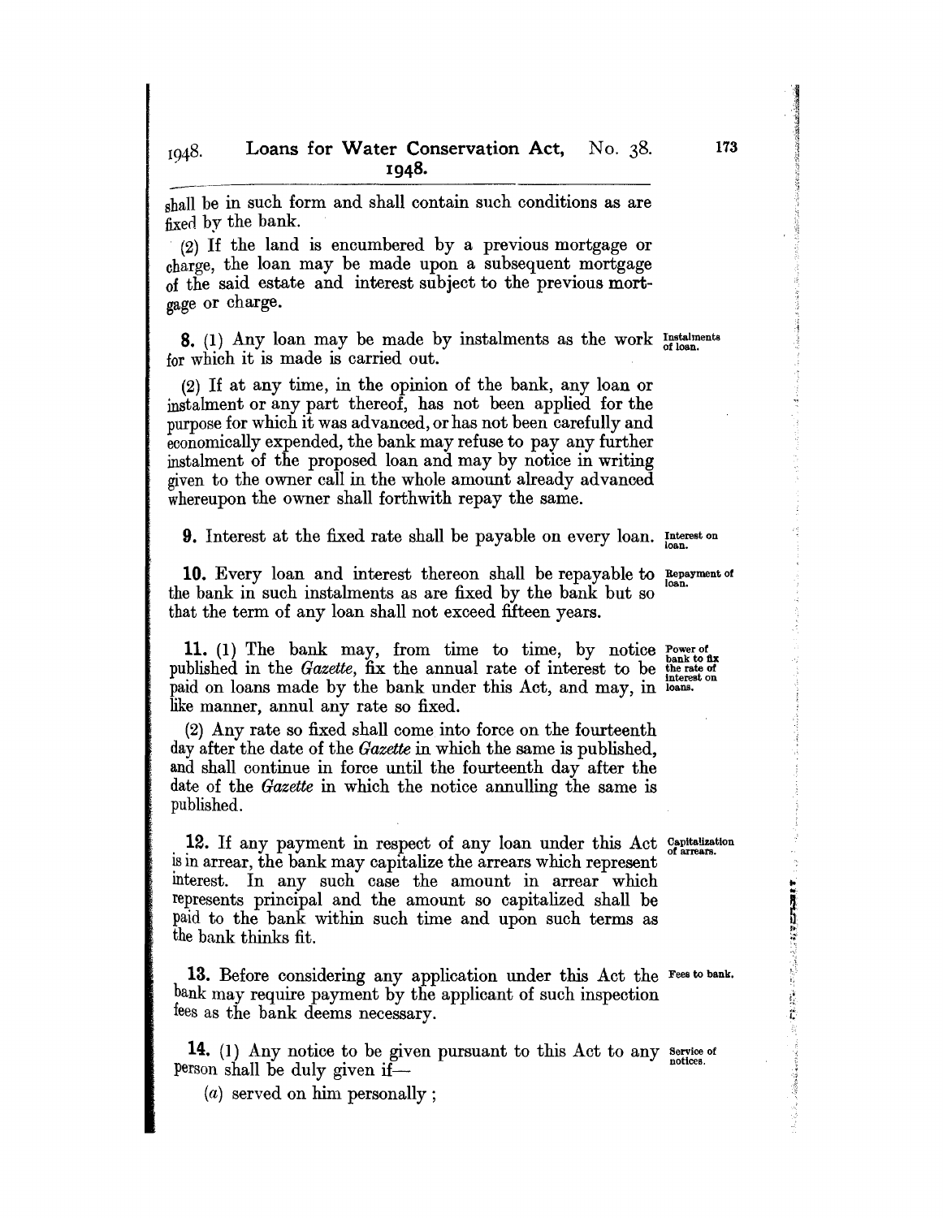shall be in such form and shall contain such conditions as are fixed by the bank.

(2) If the land is encumbered by a previous mortgage or charge, the loan may be made upon a subsequent mortgage of the said estate and interest subject to the previous mortgage or charge.

**8.** (1) Any loan may be made by instalments as the work for which it is made is carried out. *Instalments of loan.*

(2) If at any time, in the opinion of the bank, any loan or instalment or any part thereof, has not been applied for the purpose for which it was advanced, or has not been carefully and economically expended, the bank may refuse to pay any further instalment of the proposed loan and may by notice in writing given to the owner call in the whole amount already advanced whereupon the owner shall forthwith repay the same.

**9.** Interest at the fixed rate shall be payable on every loan. *Interest on loan.*

**10.** Every loan and interest thereon shall be repayable to the bank in such instalments as are fixed by the bank but so that the term of any loan shall not exceed fifteen years. *Repayment of loan.*

**11.** (1) The bank may, from time to time, by notice published in the *Gazette*, fix the annual rate of interest to be paid on loans made by the bank under this Act, and may, in like manner, annul any rate so fixed. *Power of bank to fix the rate of interest on loans.*

(2) Any rate so fixed shall come into force on the fourteenth day after the date of the *Gazette* in which the same is published, and shall continue in force until the fourteenth day after the date of the *Gazette* in which the notice annulling the same is published.

**12.** If any payment in respect of any loan under this Act is in arrear, the bank may capitalize the arrears which represent interest. In any such case the amount in arrear which represents principal and the amount so capitalized shall be paid to the bank within such time and upon such terms as the bank thinks fit. *Capitalization of arrears.*

**13.** Before considering any application under this Act the bank may require payment by the applicant of such inspection fees as the bank deems necessary. *Fees to bank.*

**14.** (1) Any notice to be given pursuant to this Act to any person shall be duly given if— *Service of notices.*

(*a*) served on him personally;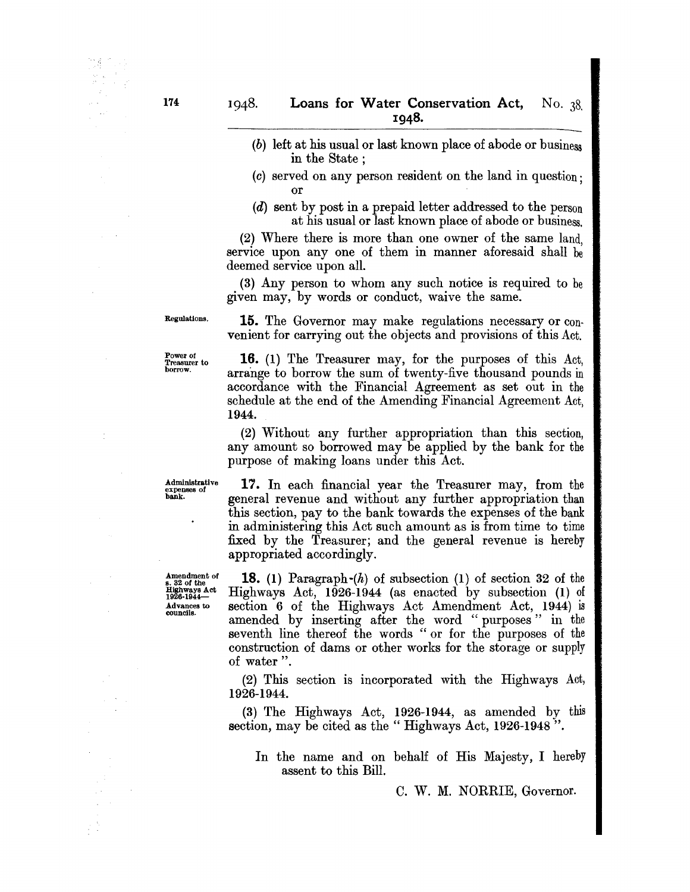(b) left at his usual or last known place of abode or business in the State;

(c) served on any person resident on the land in question; or

(d) sent by post in a prepaid letter addressed to the person at his usual or last known place of abode or business.

(2) Where there is more than one owner of the same land, service upon any one of them in manner aforesaid shall be deemed service upon all.

(3) Any person to whom any such notice is required to be given may, by words or conduct, waive the same.

Regulations.

**15.** The Governor may make regulations necessary or convenient for carrying out the objects and provisions of this Act.

Power of Treasurer to borrow.

**16.** (1) The Treasurer may, for the purposes of this Act, arrange to borrow the sum of twenty-five thousand pounds in accordance with the Financial Agreement as set out in the schedule at the end of the Amending Financial Agreement Act, 1944.

(2) Without any further appropriation than this section, any amount so borrowed may be applied by the bank for the purpose of making loans under this Act.

Administrative expenses of bank.

**17.** In each financial year the Treasurer may, from the general revenue and without any further appropriation than this section, pay to the bank towards the expenses of the bank in administering this Act such amount as is from time to time fixed by the Treasurer; and the general revenue is hereby appropriated accordingly.

Amendment of s. 32 of the Highways Act 1926-1944—Advances to councils.

**18.** (1) Paragraph (*h*) of subsection (1) of section 32 of the Highways Act, 1926-1944 (as enacted by subsection (1) of section 6 of the Highways Act Amendment Act, 1944) is amended by inserting after the word "purposes" in the seventh line thereof the words "or for the purposes of the construction of dams or other works for the storage or supply of water".

(2) This section is incorporated with the Highways Act, 1926-1944.

(3) The Highways Act, 1926-1944, as amended by this section, may be cited as the "Highways Act, 1926-1948".

In the name and on behalf of His Majesty, I hereby assent to this Bill.

C. W. M. NORRIE, Governor.